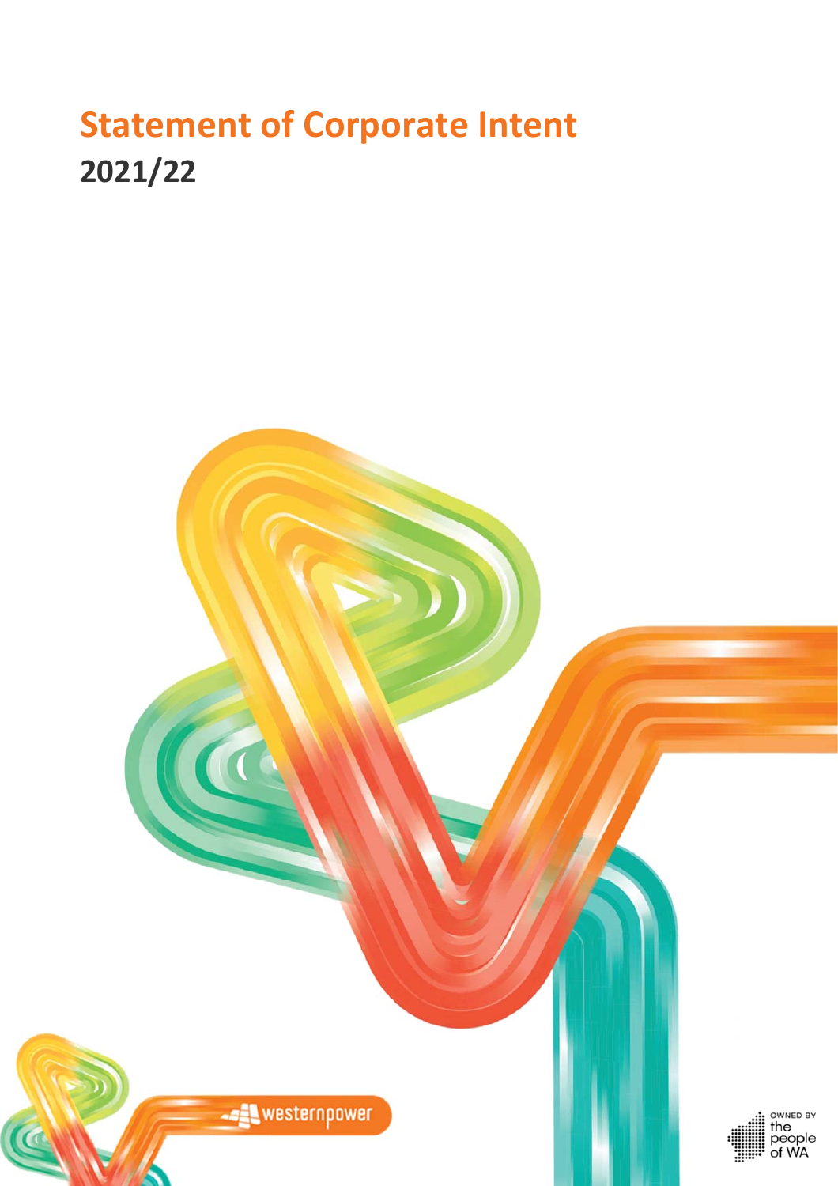# Statement of Corporate Intent

## 2021/22

westernpower

OWNED BY the people of WA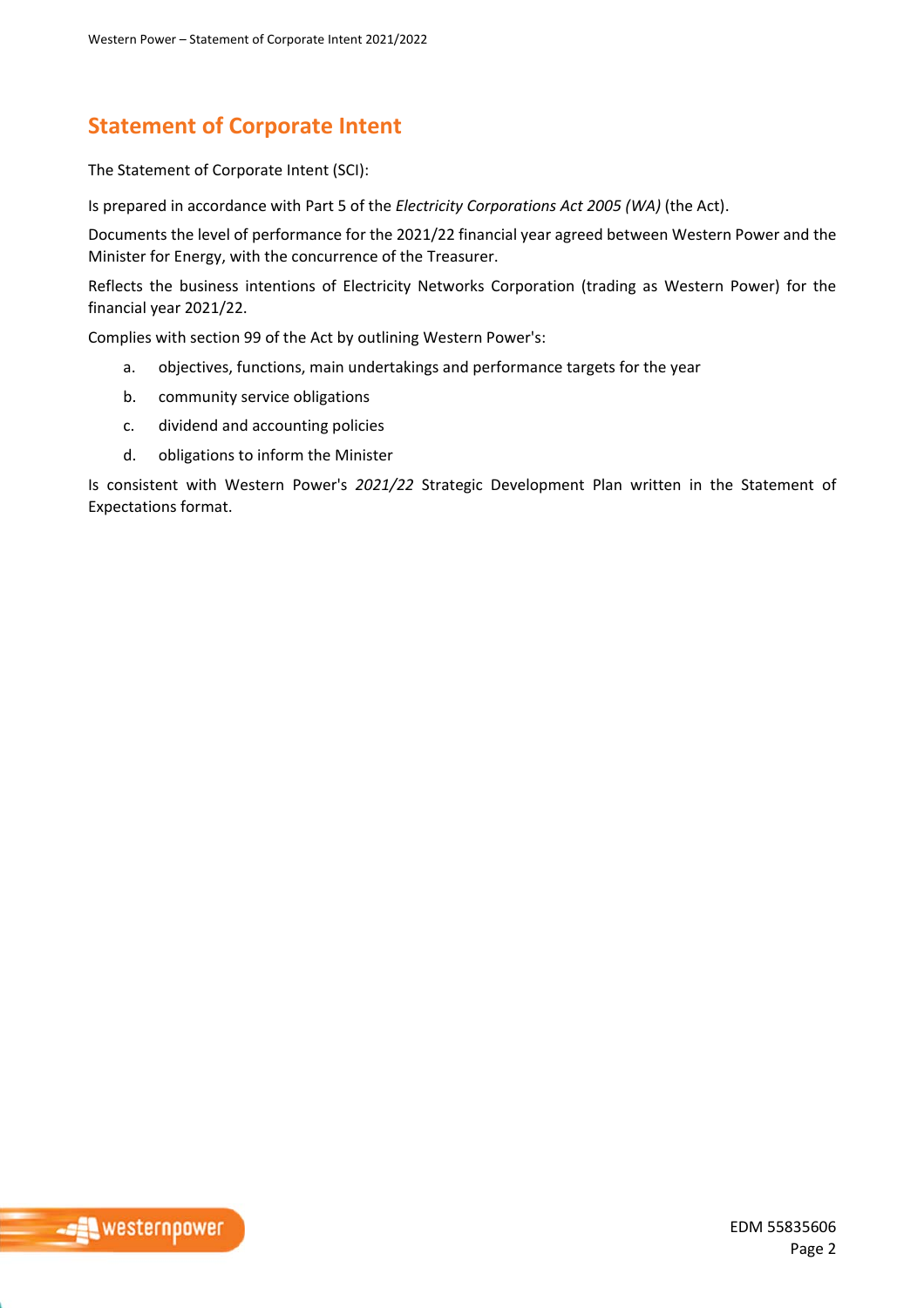# Statement of Corporate Intent

The Statement of Corporate Intent (SCI):

Is prepared in accordance with Part 5 of the *Electricity Corporations Act 2005 (WA)* (the Act).

Documents the level of performance for the 2021/22 financial year agreed between Western Power and the Minister for Energy, with the concurrence of the Treasurer.

Reflects the business intentions of Electricity Networks Corporation (trading as Western Power) for the financial year 2021/22.

Complies with section 99 of the Act by outlining Western Power's:

a. objectives, functions, main undertakings and performance targets for the year
b. community service obligations
c. dividend and accounting policies
d. obligations to inform the Minister

Is consistent with Western Power's *2021/22* Strategic Development Plan written in the Statement of Expectations format.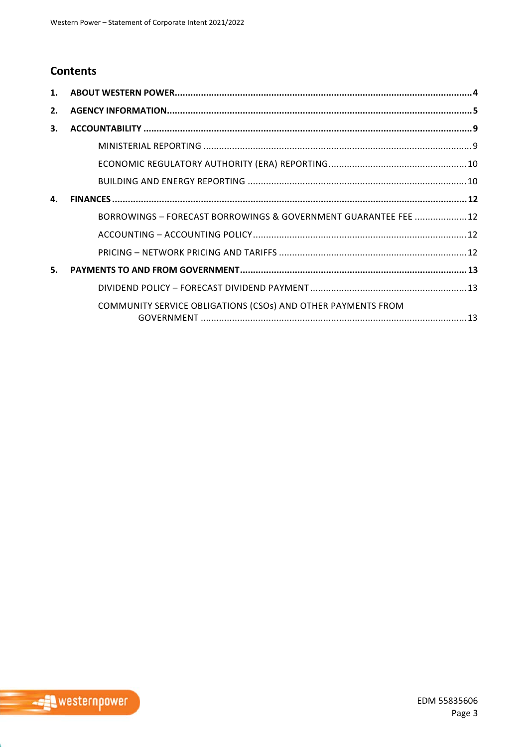## Contents

1. **ABOUT WESTERN POWER** .......... **4**
2. **AGENCY INFORMATION** .......... **5**
3. **ACCOUNTABILITY** .......... **9**
   - MINISTERIAL REPORTING .......... 9
   - ECONOMIC REGULATORY AUTHORITY (ERA) REPORTING .......... 10
   - BUILDING AND ENERGY REPORTING .......... 10
4. **FINANCES** .......... **12**
   - BORROWINGS – FORECAST BORROWINGS & GOVERNMENT GUARANTEE FEE .......... 12
   - ACCOUNTING – ACCOUNTING POLICY .......... 12
   - PRICING – NETWORK PRICING AND TARIFFS .......... 12
5. **PAYMENTS TO AND FROM GOVERNMENT** .......... **13**
   - DIVIDEND POLICY – FORECAST DIVIDEND PAYMENT .......... 13
   - COMMUNITY SERVICE OBLIGATIONS (CSOs) AND OTHER PAYMENTS FROM GOVERNMENT .......... 13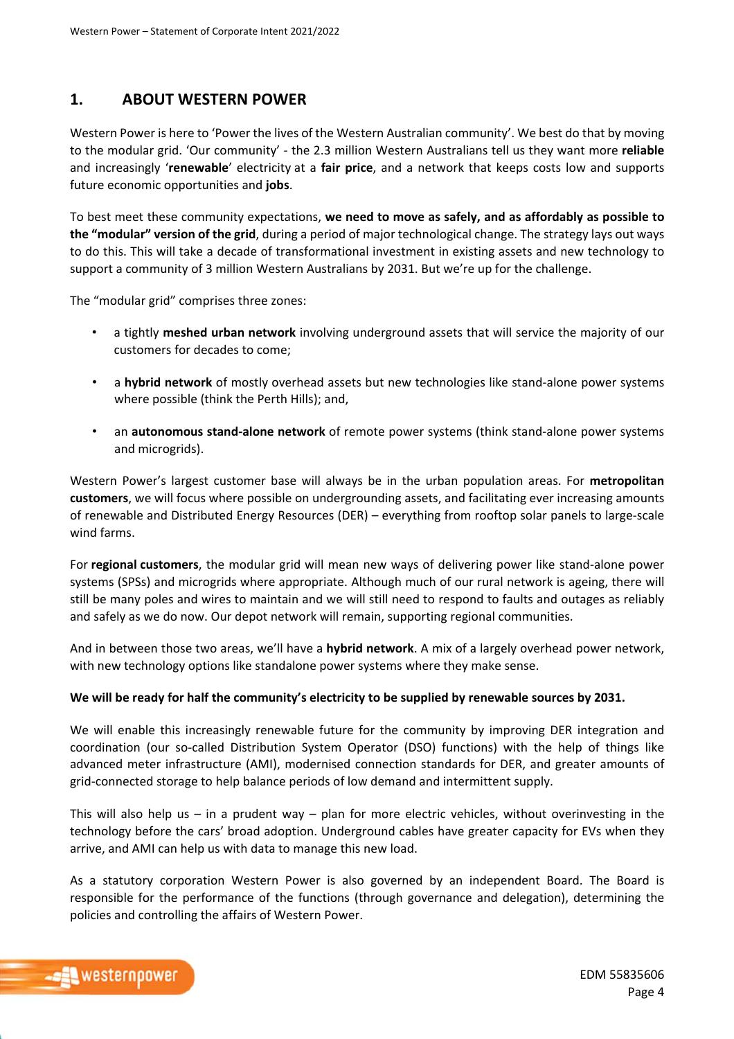## 1. ABOUT WESTERN POWER

Western Power is here to 'Power the lives of the Western Australian community'. We best do that by moving to the modular grid. 'Our community' - the 2.3 million Western Australians tell us they want more **reliable** and increasingly '**renewable**' electricity at a **fair price**, and a network that keeps costs low and supports future economic opportunities and **jobs**.

To best meet these community expectations, **we need to move as safely, and as affordably as possible to the "modular" version of the grid**, during a period of major technological change. The strategy lays out ways to do this. This will take a decade of transformational investment in existing assets and new technology to support a community of 3 million Western Australians by 2031. But we're up for the challenge.

The "modular grid" comprises three zones:

- a tightly **meshed urban network** involving underground assets that will service the majority of our customers for decades to come;
- a **hybrid network** of mostly overhead assets but new technologies like stand-alone power systems where possible (think the Perth Hills); and,
- an **autonomous stand-alone network** of remote power systems (think stand-alone power systems and microgrids).

Western Power's largest customer base will always be in the urban population areas. For **metropolitan customers**, we will focus where possible on undergrounding assets, and facilitating ever increasing amounts of renewable and Distributed Energy Resources (DER) – everything from rooftop solar panels to large-scale wind farms.

For **regional customers**, the modular grid will mean new ways of delivering power like stand-alone power systems (SPSs) and microgrids where appropriate. Although much of our rural network is ageing, there will still be many poles and wires to maintain and we will still need to respond to faults and outages as reliably and safely as we do now. Our depot network will remain, supporting regional communities.

And in between those two areas, we'll have a **hybrid network**. A mix of a largely overhead power network, with new technology options like standalone power systems where they make sense.

**We will be ready for half the community's electricity to be supplied by renewable sources by 2031.**

We will enable this increasingly renewable future for the community by improving DER integration and coordination (our so-called Distribution System Operator (DSO) functions) with the help of things like advanced meter infrastructure (AMI), modernised connection standards for DER, and greater amounts of grid-connected storage to help balance periods of low demand and intermittent supply.

This will also help us – in a prudent way – plan for more electric vehicles, without overinvesting in the technology before the cars' broad adoption. Underground cables have greater capacity for EVs when they arrive, and AMI can help us with data to manage this new load.

As a statutory corporation Western Power is also governed by an independent Board. The Board is responsible for the performance of the functions (through governance and delegation), determining the policies and controlling the affairs of Western Power.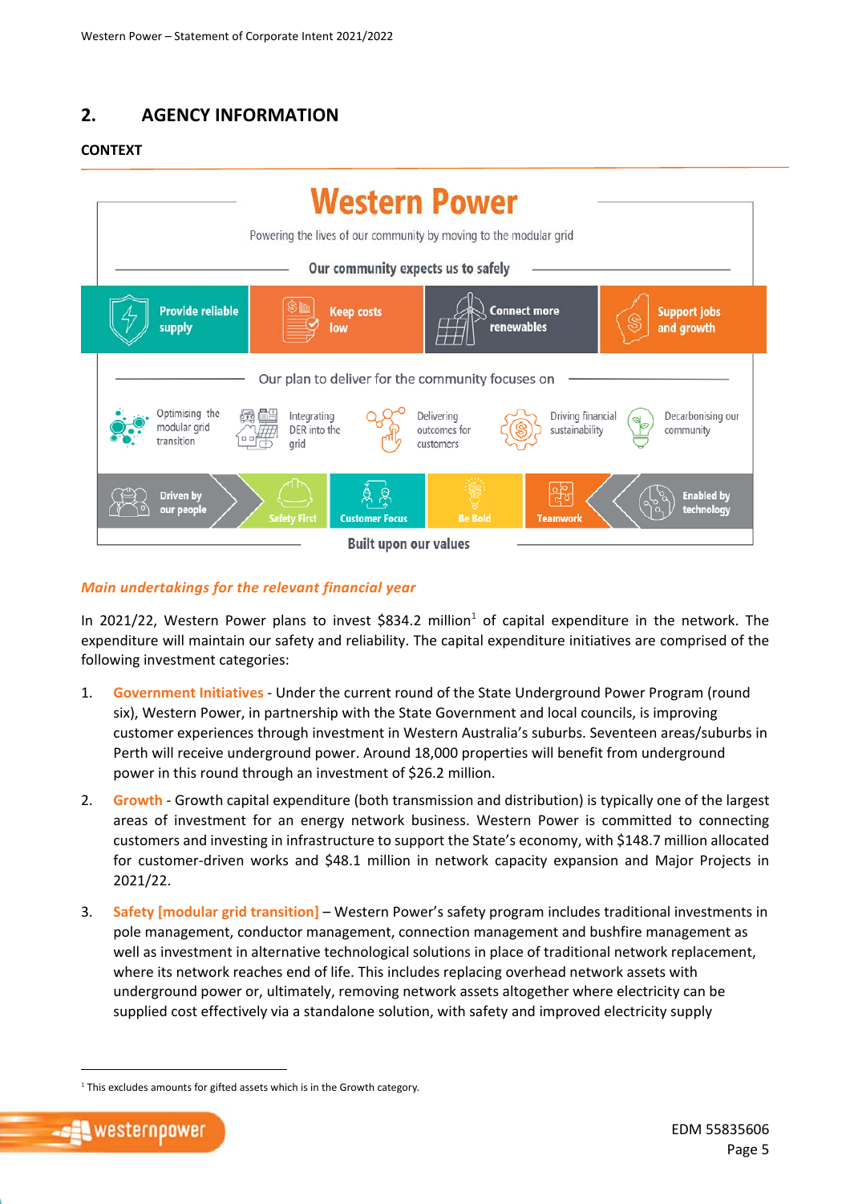## 2. AGENCY INFORMATION

**CONTEXT**

**Western Power**

Powering the lives of our community by moving to the modular grid

Our community expects us to safely

- Provide reliable supply
- Keep costs low
- Connect more renewables
- Support jobs and growth

Our plan to deliver for the community focuses on

- Optimising the modular grid transition
- Integrating DER into the grid
- Delivering outcomes for customers
- Driving financial sustainability
- Decarbonising our community

Driven by our people — Safety First — Customer Focus — Be Bold — Teamwork — Enabled by technology

Built upon our values

*Main undertakings for the relevant financial year*

In 2021/22, Western Power plans to invest $834.2 million[1] of capital expenditure in the network. The expenditure will maintain our safety and reliability. The capital expenditure initiatives are comprised of the following investment categories:

1. **Government Initiatives** - Under the current round of the State Underground Power Program (round six), Western Power, in partnership with the State Government and local councils, is improving customer experiences through investment in Western Australia's suburbs. Seventeen areas/suburbs in Perth will receive underground power. Around 18,000 properties will benefit from underground power in this round through an investment of $26.2 million.
2. **Growth** - Growth capital expenditure (both transmission and distribution) is typically one of the largest areas of investment for an energy network business. Western Power is committed to connecting customers and investing in infrastructure to support the State's economy, with $148.7 million allocated for customer-driven works and $48.1 million in network capacity expansion and Major Projects in 2021/22.
3. **Safety [modular grid transition]** – Western Power's safety program includes traditional investments in pole management, conductor management, connection management and bushfire management as well as investment in alternative technological solutions in place of traditional network replacement, where its network reaches end of life. This includes replacing overhead network assets with underground power or, ultimately, removing network assets altogether where electricity can be supplied cost effectively via a standalone solution, with safety and improved electricity supply

[1] This excludes amounts for gifted assets which is in the Growth category.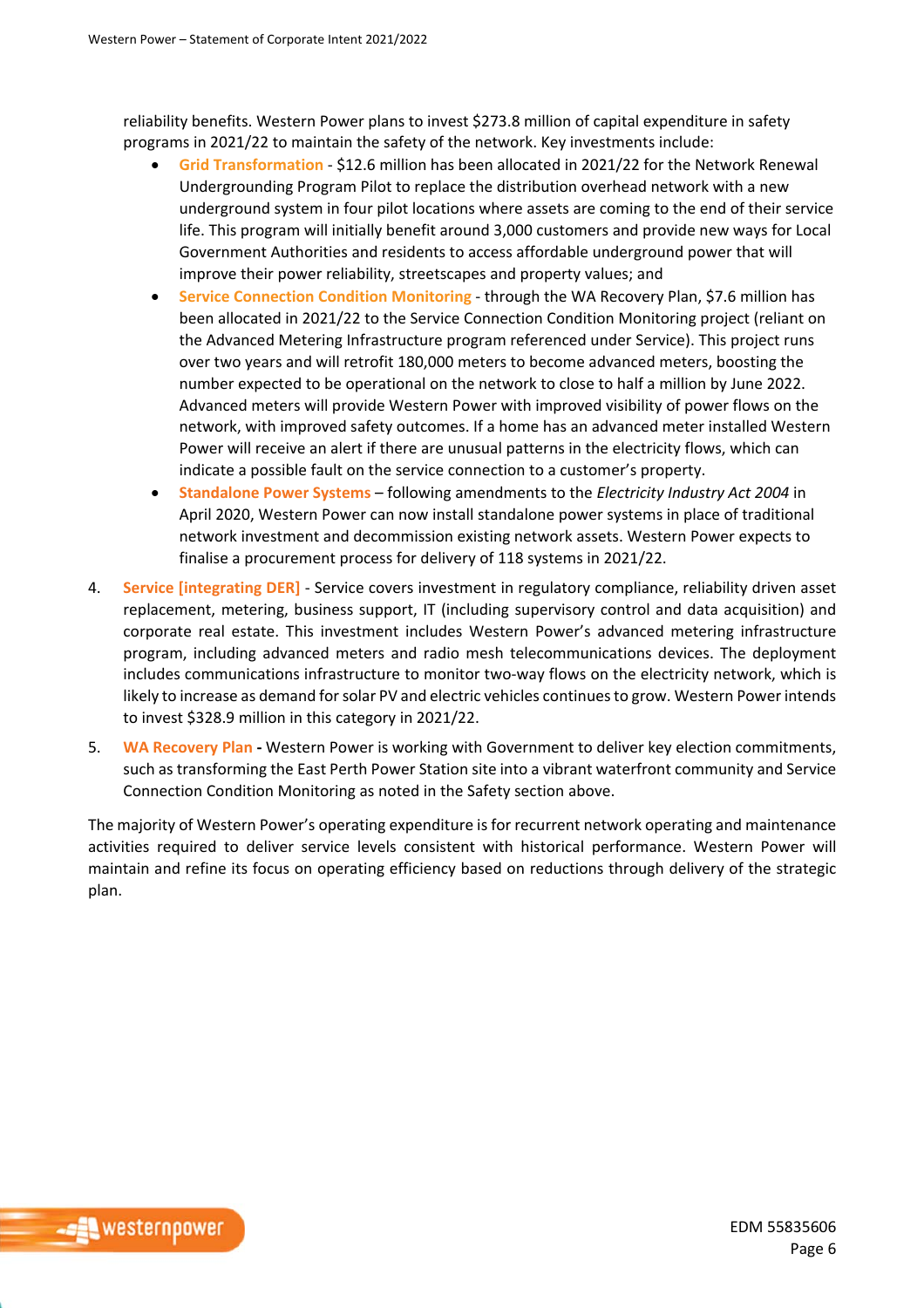reliability benefits. Western Power plans to invest $273.8 million of capital expenditure in safety programs in 2021/22 to maintain the safety of the network. Key investments include:

- **Grid Transformation** - $12.6 million has been allocated in 2021/22 for the Network Renewal Undergrounding Program Pilot to replace the distribution overhead network with a new underground system in four pilot locations where assets are coming to the end of their service life. This program will initially benefit around 3,000 customers and provide new ways for Local Government Authorities and residents to access affordable underground power that will improve their power reliability, streetscapes and property values; and
- **Service Connection Condition Monitoring** - through the WA Recovery Plan, $7.6 million has been allocated in 2021/22 to the Service Connection Condition Monitoring project (reliant on the Advanced Metering Infrastructure program referenced under Service). This project runs over two years and will retrofit 180,000 meters to become advanced meters, boosting the number expected to be operational on the network to close to half a million by June 2022. Advanced meters will provide Western Power with improved visibility of power flows on the network, with improved safety outcomes. If a home has an advanced meter installed Western Power will receive an alert if there are unusual patterns in the electricity flows, which can indicate a possible fault on the service connection to a customer's property.
- **Standalone Power Systems** – following amendments to the *Electricity Industry Act 2004* in April 2020, Western Power can now install standalone power systems in place of traditional network investment and decommission existing network assets. Western Power expects to finalise a procurement process for delivery of 118 systems in 2021/22.

4. **Service [integrating DER]** - Service covers investment in regulatory compliance, reliability driven asset replacement, metering, business support, IT (including supervisory control and data acquisition) and corporate real estate. This investment includes Western Power's advanced metering infrastructure program, including advanced meters and radio mesh telecommunications devices. The deployment includes communications infrastructure to monitor two-way flows on the electricity network, which is likely to increase as demand for solar PV and electric vehicles continues to grow. Western Power intends to invest $328.9 million in this category in 2021/22.

5. **WA Recovery Plan -** Western Power is working with Government to deliver key election commitments, such as transforming the East Perth Power Station site into a vibrant waterfront community and Service Connection Condition Monitoring as noted in the Safety section above.

The majority of Western Power's operating expenditure is for recurrent network operating and maintenance activities required to deliver service levels consistent with historical performance. Western Power will maintain and refine its focus on operating efficiency based on reductions through delivery of the strategic plan.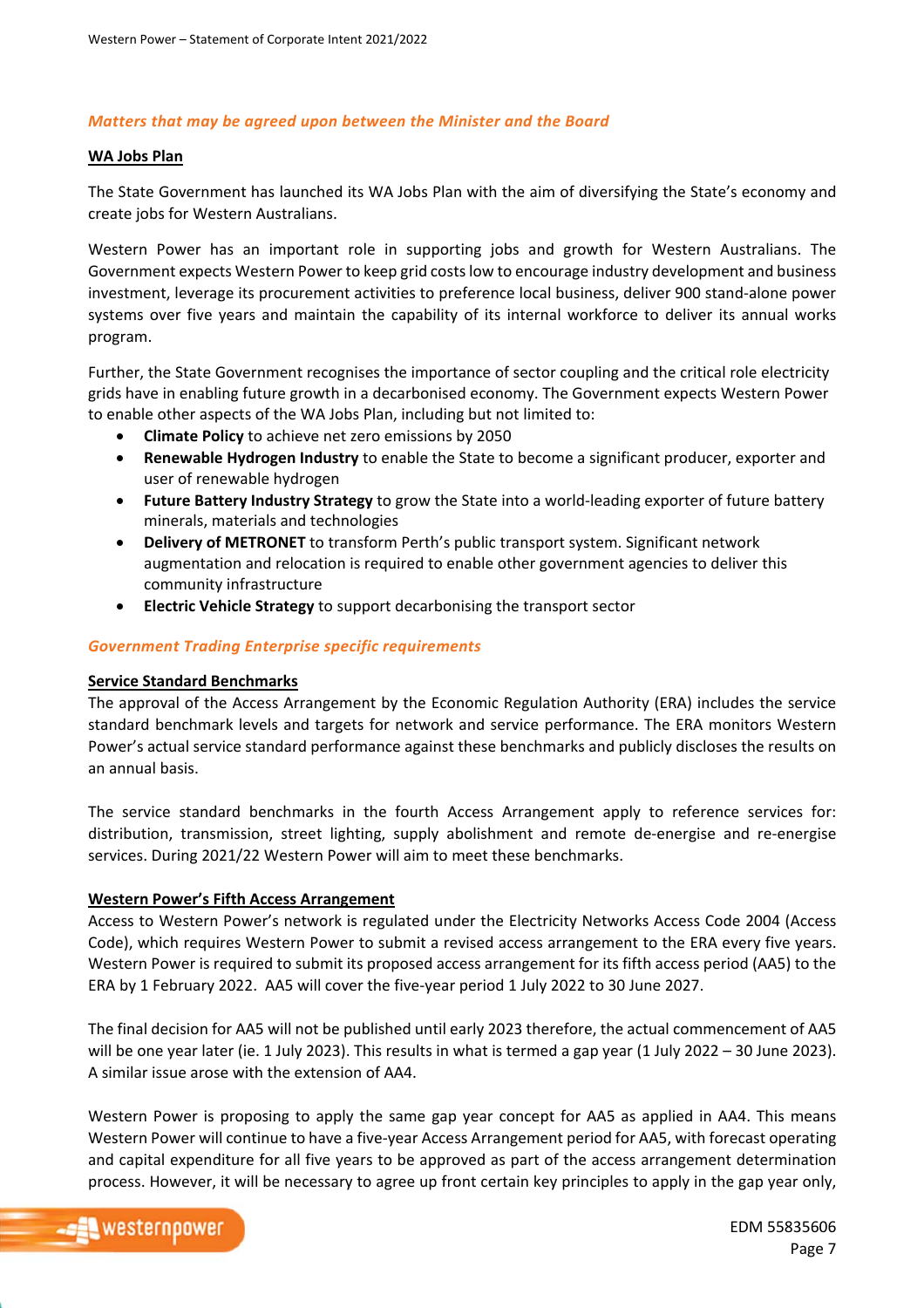### *Matters that may be agreed upon between the Minister and the Board*

**WA Jobs Plan**

The State Government has launched its WA Jobs Plan with the aim of diversifying the State's economy and create jobs for Western Australians.

Western Power has an important role in supporting jobs and growth for Western Australians. The Government expects Western Power to keep grid costs low to encourage industry development and business investment, leverage its procurement activities to preference local business, deliver 900 stand-alone power systems over five years and maintain the capability of its internal workforce to deliver its annual works program.

Further, the State Government recognises the importance of sector coupling and the critical role electricity grids have in enabling future growth in a decarbonised economy. The Government expects Western Power to enable other aspects of the WA Jobs Plan, including but not limited to:

- **Climate Policy** to achieve net zero emissions by 2050
- **Renewable Hydrogen Industry** to enable the State to become a significant producer, exporter and user of renewable hydrogen
- **Future Battery Industry Strategy** to grow the State into a world-leading exporter of future battery minerals, materials and technologies
- **Delivery of METRONET** to transform Perth's public transport system. Significant network augmentation and relocation is required to enable other government agencies to deliver this community infrastructure
- **Electric Vehicle Strategy** to support decarbonising the transport sector

### *Government Trading Enterprise specific requirements*

**Service Standard Benchmarks**

The approval of the Access Arrangement by the Economic Regulation Authority (ERA) includes the service standard benchmark levels and targets for network and service performance. The ERA monitors Western Power's actual service standard performance against these benchmarks and publicly discloses the results on an annual basis.

The service standard benchmarks in the fourth Access Arrangement apply to reference services for: distribution, transmission, street lighting, supply abolishment and remote de-energise and re-energise services. During 2021/22 Western Power will aim to meet these benchmarks.

**Western Power's Fifth Access Arrangement**

Access to Western Power's network is regulated under the Electricity Networks Access Code 2004 (Access Code), which requires Western Power to submit a revised access arrangement to the ERA every five years. Western Power is required to submit its proposed access arrangement for its fifth access period (AA5) to the ERA by 1 February 2022. AA5 will cover the five-year period 1 July 2022 to 30 June 2027.

The final decision for AA5 will not be published until early 2023 therefore, the actual commencement of AA5 will be one year later (ie. 1 July 2023). This results in what is termed a gap year (1 July 2022 – 30 June 2023). A similar issue arose with the extension of AA4.

Western Power is proposing to apply the same gap year concept for AA5 as applied in AA4. This means Western Power will continue to have a five-year Access Arrangement period for AA5, with forecast operating and capital expenditure for all five years to be approved as part of the access arrangement determination process. However, it will be necessary to agree up front certain key principles to apply in the gap year only,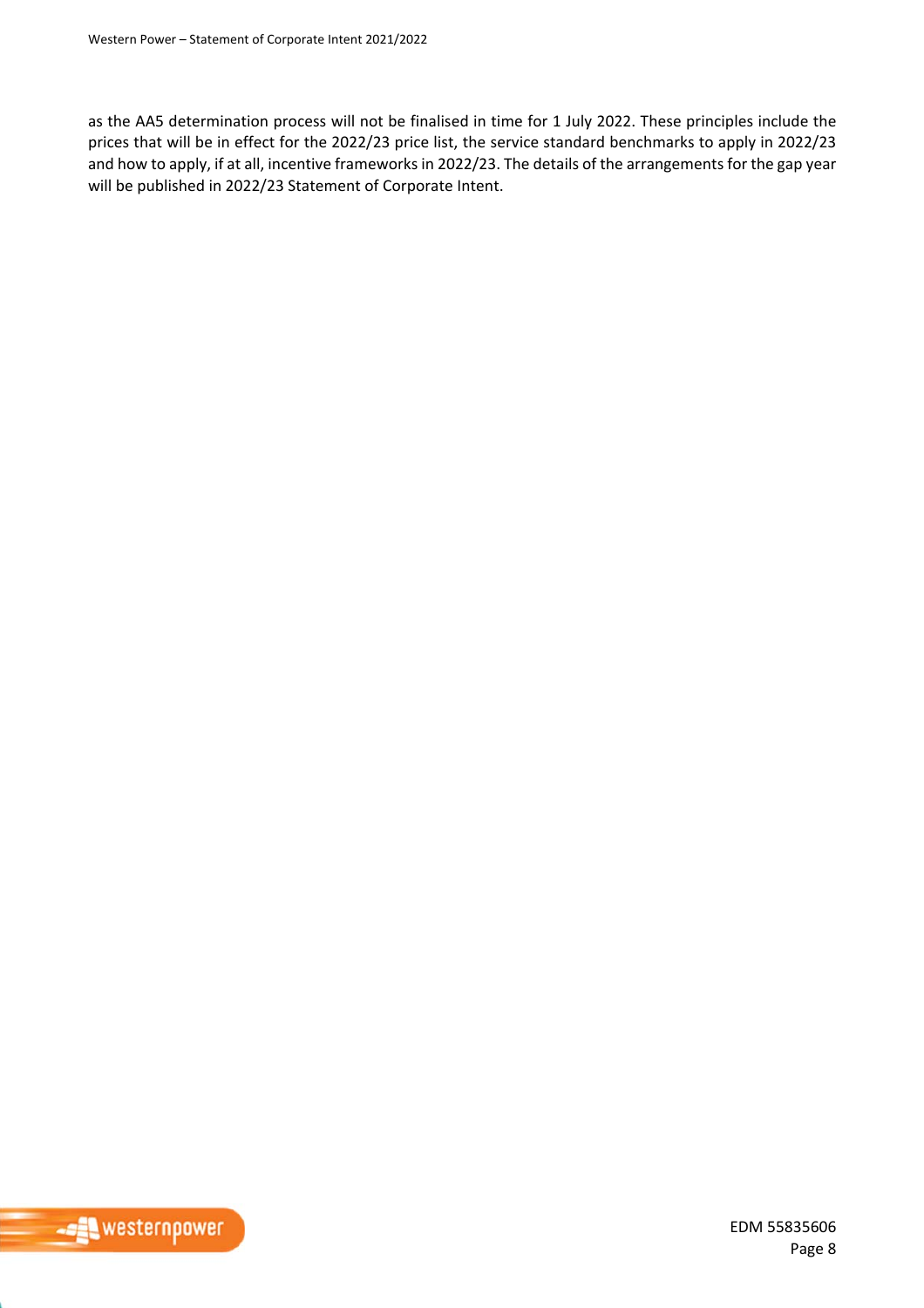as the AA5 determination process will not be finalised in time for 1 July 2022. These principles include the prices that will be in effect for the 2022/23 price list, the service standard benchmarks to apply in 2022/23 and how to apply, if at all, incentive frameworks in 2022/23. The details of the arrangements for the gap year will be published in 2022/23 Statement of Corporate Intent.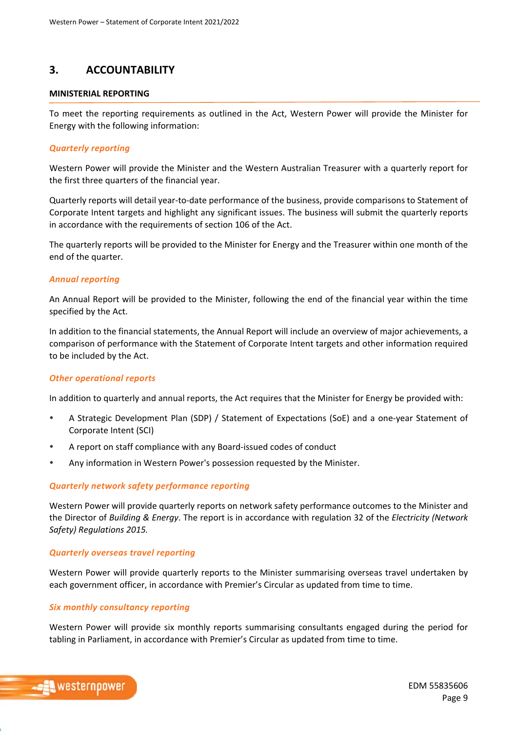## 3. ACCOUNTABILITY

### MINISTERIAL REPORTING

To meet the reporting requirements as outlined in the Act, Western Power will provide the Minister for Energy with the following information:

#### *Quarterly reporting*

Western Power will provide the Minister and the Western Australian Treasurer with a quarterly report for the first three quarters of the financial year.

Quarterly reports will detail year-to-date performance of the business, provide comparisons to Statement of Corporate Intent targets and highlight any significant issues. The business will submit the quarterly reports in accordance with the requirements of section 106 of the Act.

The quarterly reports will be provided to the Minister for Energy and the Treasurer within one month of the end of the quarter.

#### *Annual reporting*

An Annual Report will be provided to the Minister, following the end of the financial year within the time specified by the Act.

In addition to the financial statements, the Annual Report will include an overview of major achievements, a comparison of performance with the Statement of Corporate Intent targets and other information required to be included by the Act.

#### *Other operational reports*

In addition to quarterly and annual reports, the Act requires that the Minister for Energy be provided with:

- A Strategic Development Plan (SDP) / Statement of Expectations (SoE) and a one-year Statement of Corporate Intent (SCI)
- A report on staff compliance with any Board-issued codes of conduct
- Any information in Western Power's possession requested by the Minister.

#### *Quarterly network safety performance reporting*

Western Power will provide quarterly reports on network safety performance outcomes to the Minister and the Director of *Building & Energy*. The report is in accordance with regulation 32 of the *Electricity (Network Safety) Regulations 2015.*

#### *Quarterly overseas travel reporting*

Western Power will provide quarterly reports to the Minister summarising overseas travel undertaken by each government officer, in accordance with Premier's Circular as updated from time to time.

#### *Six monthly consultancy reporting*

Western Power will provide six monthly reports summarising consultants engaged during the period for tabling in Parliament, in accordance with Premier's Circular as updated from time to time.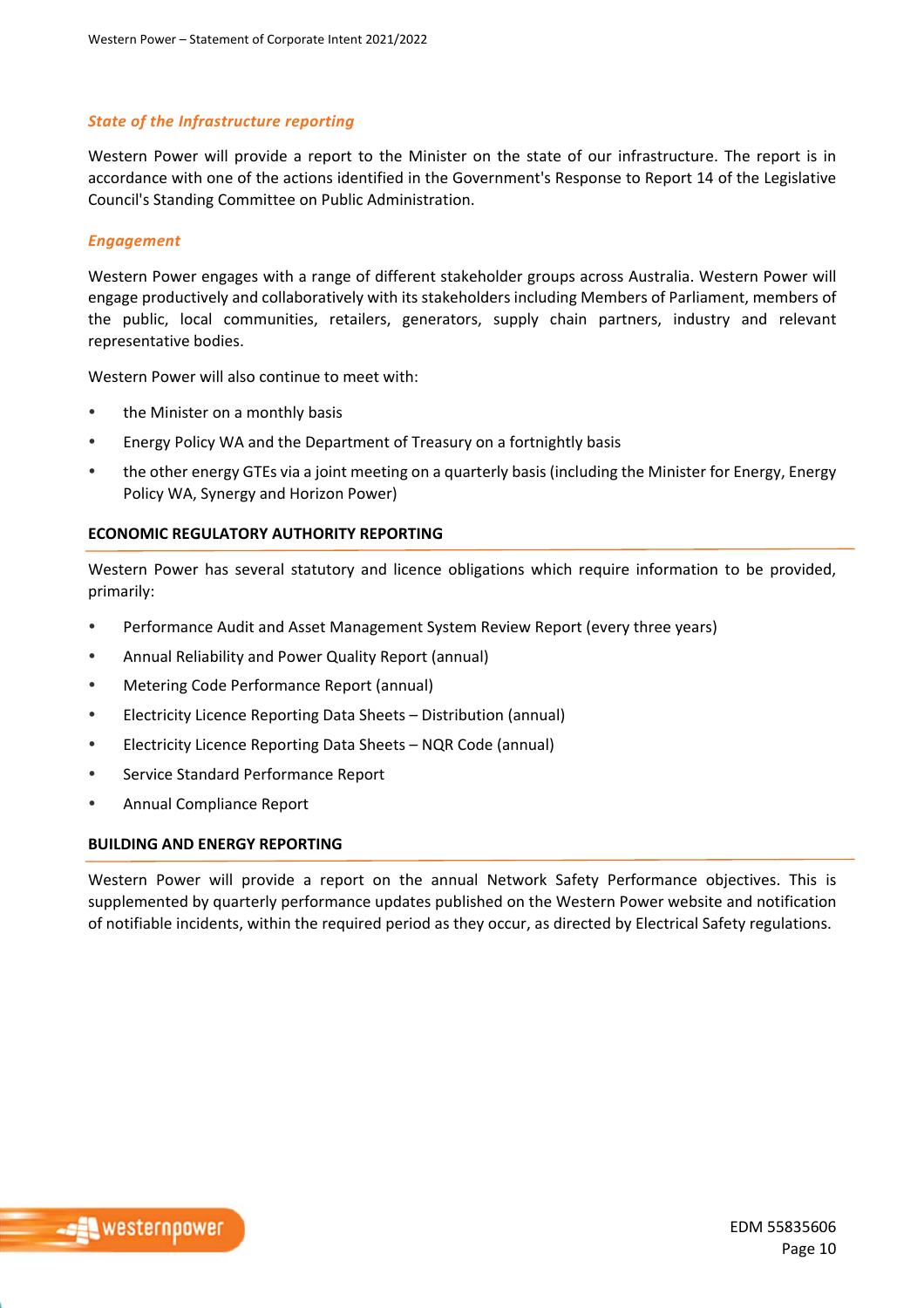### *State of the Infrastructure reporting*

Western Power will provide a report to the Minister on the state of our infrastructure. The report is in accordance with one of the actions identified in the Government's Response to Report 14 of the Legislative Council's Standing Committee on Public Administration.

### *Engagement*

Western Power engages with a range of different stakeholder groups across Australia. Western Power will engage productively and collaboratively with its stakeholders including Members of Parliament, members of the public, local communities, retailers, generators, supply chain partners, industry and relevant representative bodies.

Western Power will also continue to meet with:

- the Minister on a monthly basis
- Energy Policy WA and the Department of Treasury on a fortnightly basis
- the other energy GTEs via a joint meeting on a quarterly basis (including the Minister for Energy, Energy Policy WA, Synergy and Horizon Power)

## ECONOMIC REGULATORY AUTHORITY REPORTING

Western Power has several statutory and licence obligations which require information to be provided, primarily:

- Performance Audit and Asset Management System Review Report (every three years)
- Annual Reliability and Power Quality Report (annual)
- Metering Code Performance Report (annual)
- Electricity Licence Reporting Data Sheets – Distribution (annual)
- Electricity Licence Reporting Data Sheets – NQR Code (annual)
- Service Standard Performance Report
- Annual Compliance Report

## BUILDING AND ENERGY REPORTING

Western Power will provide a report on the annual Network Safety Performance objectives. This is supplemented by quarterly performance updates published on the Western Power website and notification of notifiable incidents, within the required period as they occur, as directed by Electrical Safety regulations.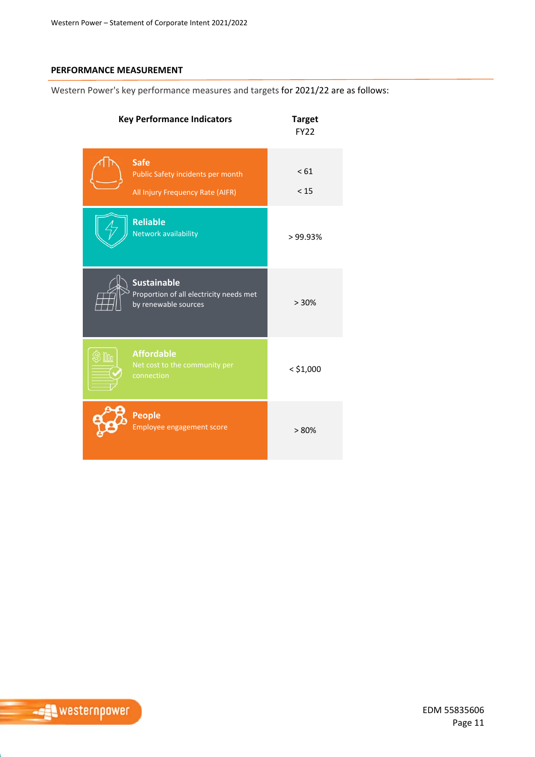## PERFORMANCE MEASUREMENT

Western Power's key performance measures and targets for 2021/22 are as follows:

| Key Performance Indicators | Target FY22 |
|---|---|
| **Safe** Public Safety incidents per month | < 61 |
| All Injury Frequency Rate (AIFR) | < 15 |
| **Reliable** Network availability | > 99.93% |
| **Sustainable** Proportion of all electricity needs met by renewable sources | > 30% |
| **Affordable** Net cost to the community per connection | < $1,000 |
| **People** Employee engagement score | > 80% |

EDM 55835606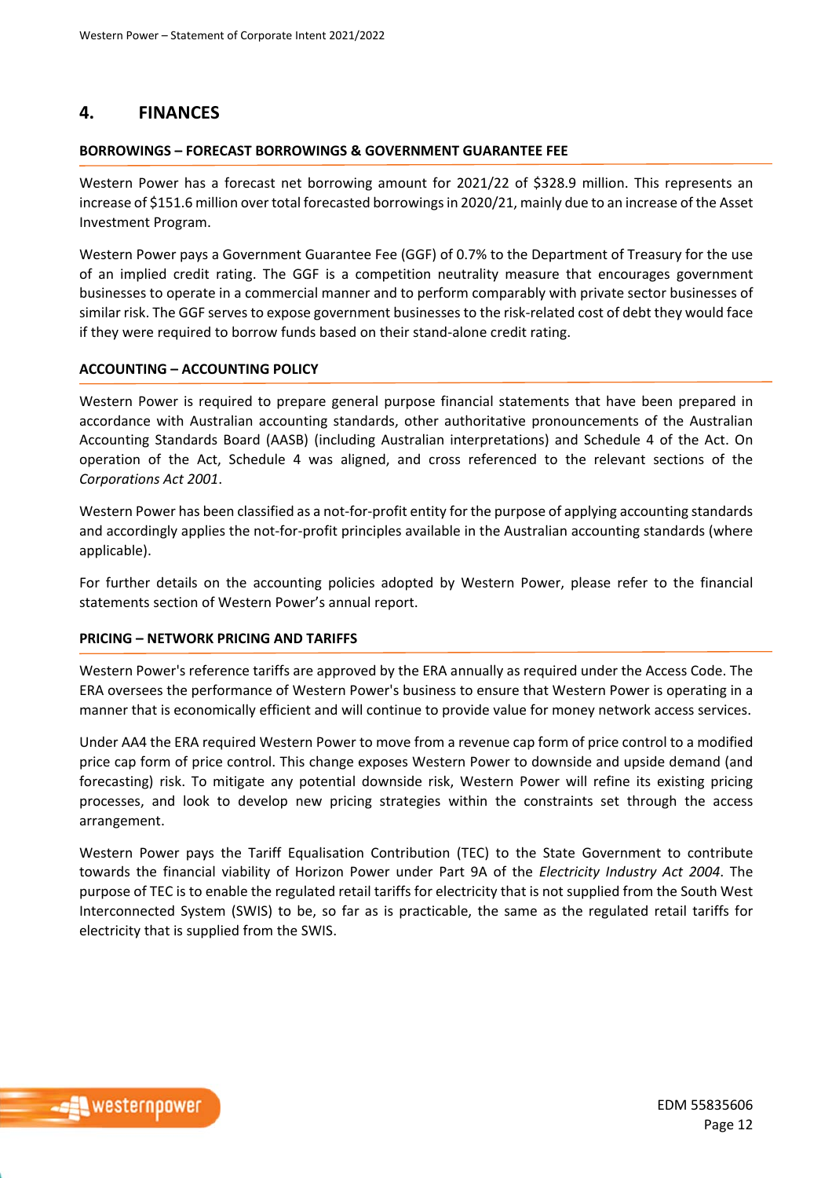## 4. FINANCES

### BORROWINGS – FORECAST BORROWINGS & GOVERNMENT GUARANTEE FEE

Western Power has a forecast net borrowing amount for 2021/22 of $328.9 million. This represents an increase of $151.6 million over total forecasted borrowings in 2020/21, mainly due to an increase of the Asset Investment Program.

Western Power pays a Government Guarantee Fee (GGF) of 0.7% to the Department of Treasury for the use of an implied credit rating. The GGF is a competition neutrality measure that encourages government businesses to operate in a commercial manner and to perform comparably with private sector businesses of similar risk. The GGF serves to expose government businesses to the risk-related cost of debt they would face if they were required to borrow funds based on their stand-alone credit rating.

### ACCOUNTING – ACCOUNTING POLICY

Western Power is required to prepare general purpose financial statements that have been prepared in accordance with Australian accounting standards, other authoritative pronouncements of the Australian Accounting Standards Board (AASB) (including Australian interpretations) and Schedule 4 of the Act. On operation of the Act, Schedule 4 was aligned, and cross referenced to the relevant sections of the *Corporations Act 2001*.

Western Power has been classified as a not-for-profit entity for the purpose of applying accounting standards and accordingly applies the not-for-profit principles available in the Australian accounting standards (where applicable).

For further details on the accounting policies adopted by Western Power, please refer to the financial statements section of Western Power's annual report.

### PRICING – NETWORK PRICING AND TARIFFS

Western Power's reference tariffs are approved by the ERA annually as required under the Access Code. The ERA oversees the performance of Western Power's business to ensure that Western Power is operating in a manner that is economically efficient and will continue to provide value for money network access services.

Under AA4 the ERA required Western Power to move from a revenue cap form of price control to a modified price cap form of price control. This change exposes Western Power to downside and upside demand (and forecasting) risk. To mitigate any potential downside risk, Western Power will refine its existing pricing processes, and look to develop new pricing strategies within the constraints set through the access arrangement.

Western Power pays the Tariff Equalisation Contribution (TEC) to the State Government to contribute towards the financial viability of Horizon Power under Part 9A of the *Electricity Industry Act 2004*. The purpose of TEC is to enable the regulated retail tariffs for electricity that is not supplied from the South West Interconnected System (SWIS) to be, so far as is practicable, the same as the regulated retail tariffs for electricity that is supplied from the SWIS.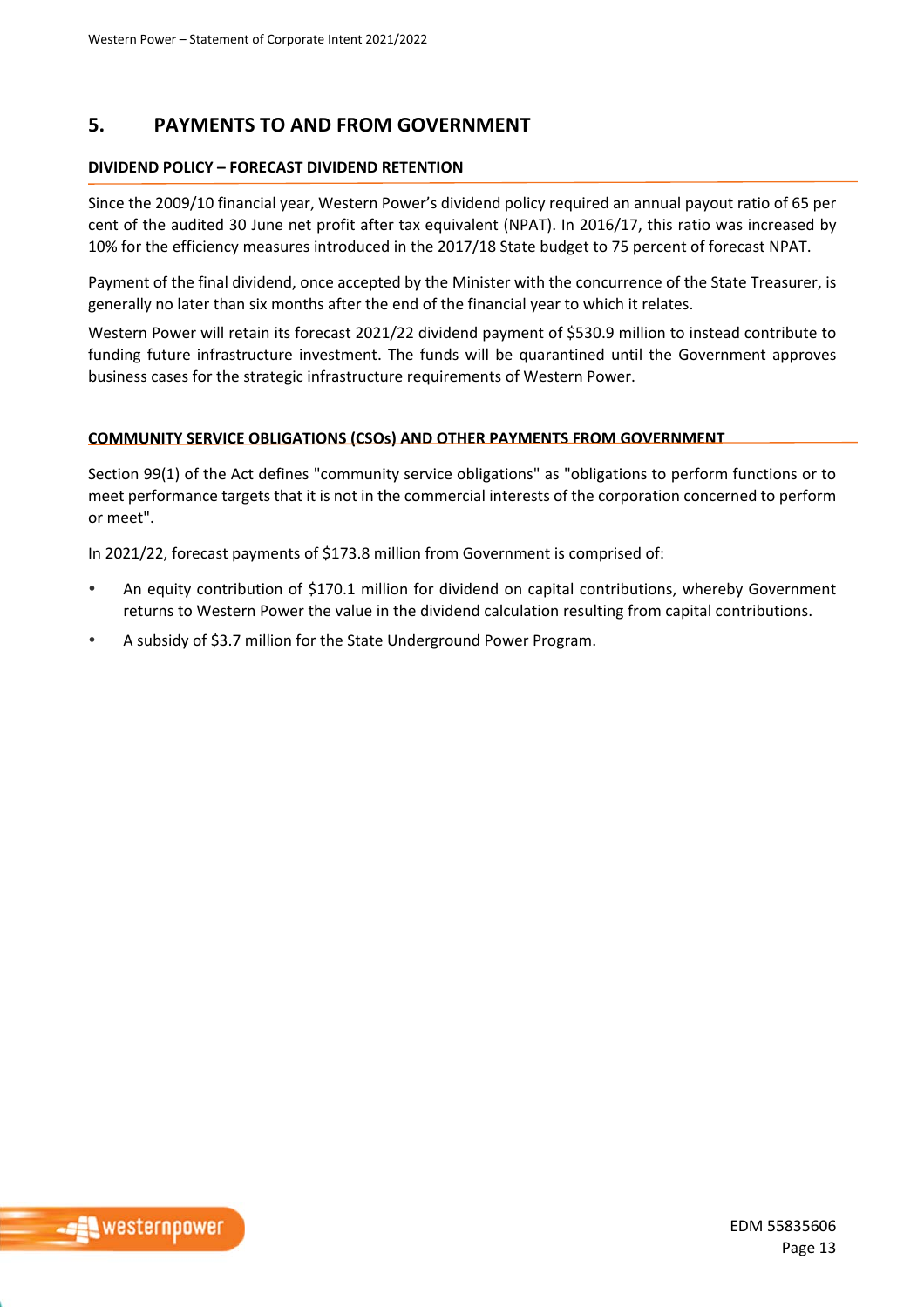## 5. PAYMENTS TO AND FROM GOVERNMENT

### DIVIDEND POLICY – FORECAST DIVIDEND RETENTION

Since the 2009/10 financial year, Western Power's dividend policy required an annual payout ratio of 65 per cent of the audited 30 June net profit after tax equivalent (NPAT). In 2016/17, this ratio was increased by 10% for the efficiency measures introduced in the 2017/18 State budget to 75 percent of forecast NPAT.

Payment of the final dividend, once accepted by the Minister with the concurrence of the State Treasurer, is generally no later than six months after the end of the financial year to which it relates.

Western Power will retain its forecast 2021/22 dividend payment of $530.9 million to instead contribute to funding future infrastructure investment. The funds will be quarantined until the Government approves business cases for the strategic infrastructure requirements of Western Power.

### COMMUNITY SERVICE OBLIGATIONS (CSOs) AND OTHER PAYMENTS FROM GOVERNMENT

Section 99(1) of the Act defines "community service obligations" as "obligations to perform functions or to meet performance targets that it is not in the commercial interests of the corporation concerned to perform or meet".

In 2021/22, forecast payments of $173.8 million from Government is comprised of:

- An equity contribution of $170.1 million for dividend on capital contributions, whereby Government returns to Western Power the value in the dividend calculation resulting from capital contributions.
- A subsidy of $3.7 million for the State Underground Power Program.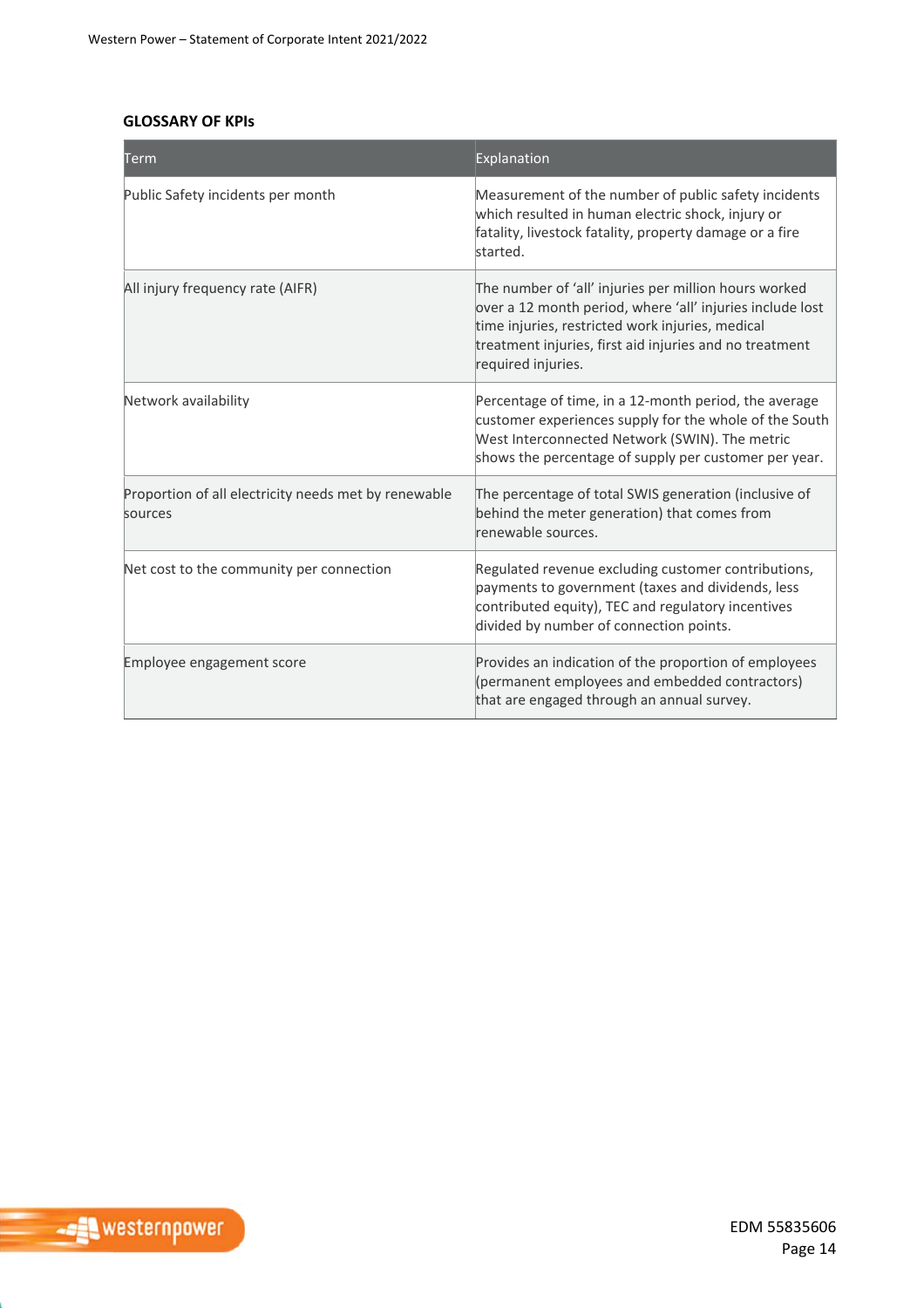## GLOSSARY OF KPIs

| Term | Explanation |
|---|---|
| Public Safety incidents per month | Measurement of the number of public safety incidents which resulted in human electric shock, injury or fatality, livestock fatality, property damage or a fire started. |
| All injury frequency rate (AIFR) | The number of 'all' injuries per million hours worked over a 12 month period, where 'all' injuries include lost time injuries, restricted work injuries, medical treatment injuries, first aid injuries and no treatment required injuries. |
| Network availability | Percentage of time, in a 12-month period, the average customer experiences supply for the whole of the South West Interconnected Network (SWIN). The metric shows the percentage of supply per customer per year. |
| Proportion of all electricity needs met by renewable sources | The percentage of total SWIS generation (inclusive of behind the meter generation) that comes from renewable sources. |
| Net cost to the community per connection | Regulated revenue excluding customer contributions, payments to government (taxes and dividends, less contributed equity), TEC and regulatory incentives divided by number of connection points. |
| Employee engagement score | Provides an indication of the proportion of employees (permanent employees and embedded contractors) that are engaged through an annual survey. |